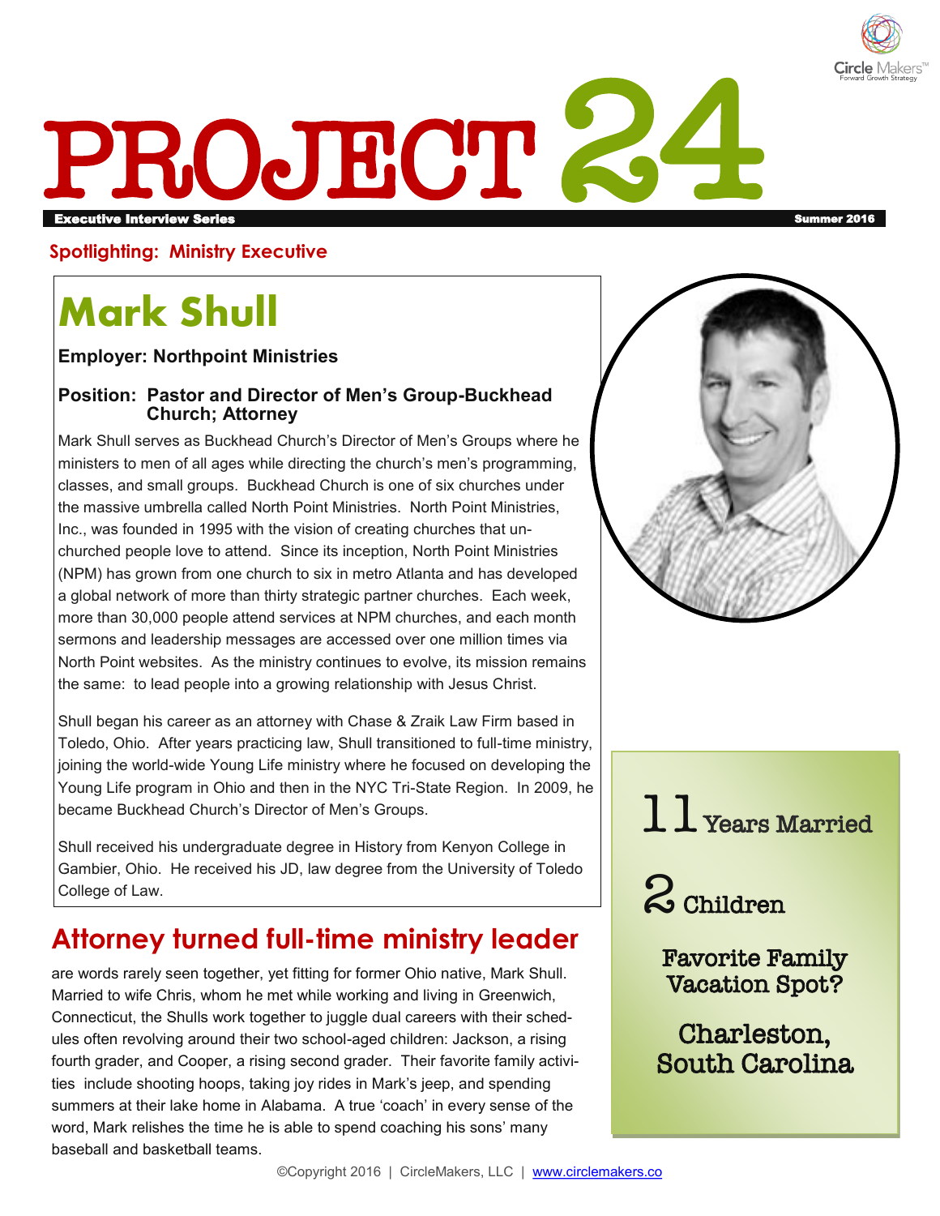# PROJECT 24

**Executive Interview Series** — **Summer 2016**

**Spotlighting: Ministry Executive**

## Mark Shull

**Employer: Northpoint Ministries**

**Position: Pastor and Director of Men's Group-Buckhead Church; Attorney**

Mark Shull serves as Buckhead Church's Director of Men's Groups where he ministers to men of all ages while directing the church's men's programming, classes, and small groups. Buckhead Church is one of six churches under the massive umbrella called North Point Ministries. North Point Ministries, Inc., was founded in 1995 with the vision of creating churches that un-churched people love to attend. Since its inception, North Point Ministries (NPM) has grown from one church to six in metro Atlanta and has developed a global network of more than thirty strategic partner churches. Each week, more than 30,000 people attend services at NPM churches, and each month sermons and leadership messages are accessed over one million times via North Point websites. As the ministry continues to evolve, its mission remains the same: to lead people into a growing relationship with Jesus Christ.

Shull began his career as an attorney with Chase & Zraik Law Firm based in Toledo, Ohio. After years practicing law, Shull transitioned to full-time ministry, joining the world-wide Young Life ministry where he focused on developing the Young Life program in Ohio and then in the NYC Tri-State Region. In 2009, he became Buckhead Church's Director of Men's Groups.

Shull received his undergraduate degree in History from Kenyon College in Gambier, Ohio. He received his JD, law degree from the University of Toledo College of Law.

**11** Years Married

**2** Children

Favorite Family Vacation Spot?

Charleston, South Carolina

## Attorney turned full-time ministry leader

are words rarely seen together, yet fitting for former Ohio native, Mark Shull. Married to wife Chris, whom he met while working and living in Greenwich, Connecticut, the Shulls work together to juggle dual careers with their schedules often revolving around their two school-aged children: Jackson, a rising fourth grader, and Cooper, a rising second grader. Their favorite family activities include shooting hoops, taking joy rides in Mark's jeep, and spending summers at their lake home in Alabama. A true 'coach' in every sense of the word, Mark relishes the time he is able to spend coaching his sons' many baseball and basketball teams.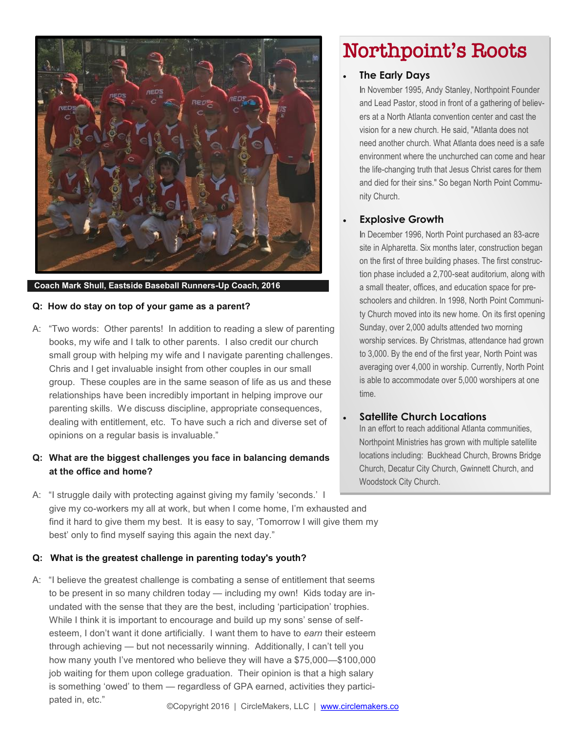Coach Mark Shull, Eastside Baseball Runners-Up Coach, 2016

**Q: How do stay on top of your game as a parent?**

A: "Two words: Other parents! In addition to reading a slew of parenting books, my wife and I talk to other parents. I also credit our church small group with helping my wife and I navigate parenting challenges. Chris and I get invaluable insight from other couples in our small group. These couples are in the same season of life as us and these relationships have been incredibly important in helping improve our parenting skills. We discuss discipline, appropriate consequences, dealing with entitlement, etc. To have such a rich and diverse set of opinions on a regular basis is invaluable."

**Q: What are the biggest challenges you face in balancing demands at the office and home?**

A: "I struggle daily with protecting against giving my family 'seconds.' I give my co-workers my all at work, but when I come home, I'm exhausted and find it hard to give them my best. It is easy to say, 'Tomorrow I will give them my best' only to find myself saying this again the next day."

**Q: What is the greatest challenge in parenting today's youth?**

A: "I believe the greatest challenge is combating a sense of entitlement that seems to be present in so many children today — including my own! Kids today are inundated with the sense that they are the best, including 'participation' trophies. While I think it is important to encourage and build up my sons' sense of self-esteem, I don't want it done artificially. I want them to have to *earn* their esteem through achieving — but not necessarily winning. Additionally, I can't tell you how many youth I've mentored who believe they will have a $75,000—$100,000 job waiting for them upon college graduation. Their opinion is that a high salary is something 'owed' to them — regardless of GPA earned, activities they participated in, etc."

# Northpoint's Roots

- **The Early Days**

  In November 1995, Andy Stanley, Northpoint Founder and Lead Pastor, stood in front of a gathering of believers at a North Atlanta convention center and cast the vision for a new church. He said, "Atlanta does not need another church. What Atlanta does need is a safe environment where the unchurched can come and hear the life-changing truth that Jesus Christ cares for them and died for their sins." So began North Point Community Church.

- **Explosive Growth**

  In December 1996, North Point purchased an 83-acre site in Alpharetta. Six months later, construction began on the first of three building phases. The first construction phase included a 2,700-seat auditorium, along with a small theater, offices, and education space for preschoolers and children. In 1998, North Point Community Church moved into its new home. On its first opening Sunday, over 2,000 adults attended two morning worship services. By Christmas, attendance had grown to 3,000. By the end of the first year, North Point was averaging over 4,000 in worship. Currently, North Point is able to accommodate over 5,000 worshipers at one time.

- **Satellite Church Locations**

  In an effort to reach additional Atlanta communities, Northpoint Ministries has grown with multiple satellite locations including: Buckhead Church, Browns Bridge Church, Decatur City Church, Gwinnett Church, and Woodstock City Church.

©Copyright 2016 | CircleMakers, LLC | www.circlemakers.co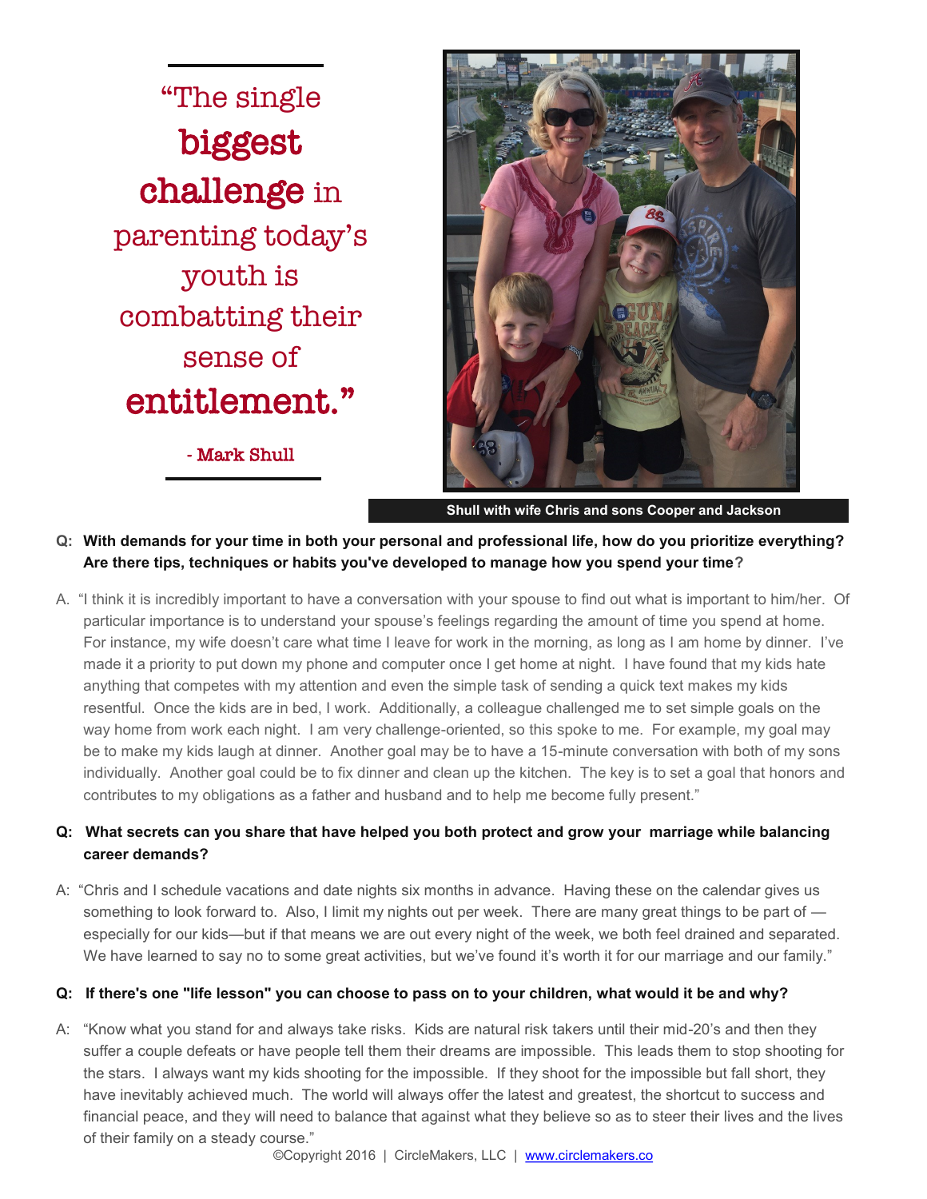> "The single **biggest challenge** in parenting today's youth is combatting their sense of **entitlement.**"
>
> **- Mark Shull**

Shull with wife Chris and sons Cooper and Jackson

**Q: With demands for your time in both your personal and professional life, how do you prioritize everything? Are there tips, techniques or habits you've developed to manage how you spend your time?**

A. "I think it is incredibly important to have a conversation with your spouse to find out what is important to him/her. Of particular importance is to understand your spouse's feelings regarding the amount of time you spend at home. For instance, my wife doesn't care what time I leave for work in the morning, as long as I am home by dinner. I've made it a priority to put down my phone and computer once I get home at night. I have found that my kids hate anything that competes with my attention and even the simple task of sending a quick text makes my kids resentful. Once the kids are in bed, I work. Additionally, a colleague challenged me to set simple goals on the way home from work each night. I am very challenge-oriented, so this spoke to me. For example, my goal may be to make my kids laugh at dinner. Another goal may be to have a 15-minute conversation with both of my sons individually. Another goal could be to fix dinner and clean up the kitchen. The key is to set a goal that honors and contributes to my obligations as a father and husband and to help me become fully present."

**Q: What secrets can you share that have helped you both protect and grow your marriage while balancing career demands?**

A: "Chris and I schedule vacations and date nights six months in advance. Having these on the calendar gives us something to look forward to. Also, I limit my nights out per week. There are many great things to be part of — especially for our kids—but if that means we are out every night of the week, we both feel drained and separated. We have learned to say no to some great activities, but we've found it's worth it for our marriage and our family."

**Q: If there's one "life lesson" you can choose to pass on to your children, what would it be and why?**

A: "Know what you stand for and always take risks. Kids are natural risk takers until their mid-20's and then they suffer a couple defeats or have people tell them their dreams are impossible. This leads them to stop shooting for the stars. I always want my kids shooting for the impossible. If they shoot for the impossible but fall short, they have inevitably achieved much. The world will always offer the latest and greatest, the shortcut to success and financial peace, and they will need to balance that against what they believe so as to steer their lives and the lives of their family on a steady course."

©Copyright 2016 | CircleMakers, LLC | www.circlemakers.co